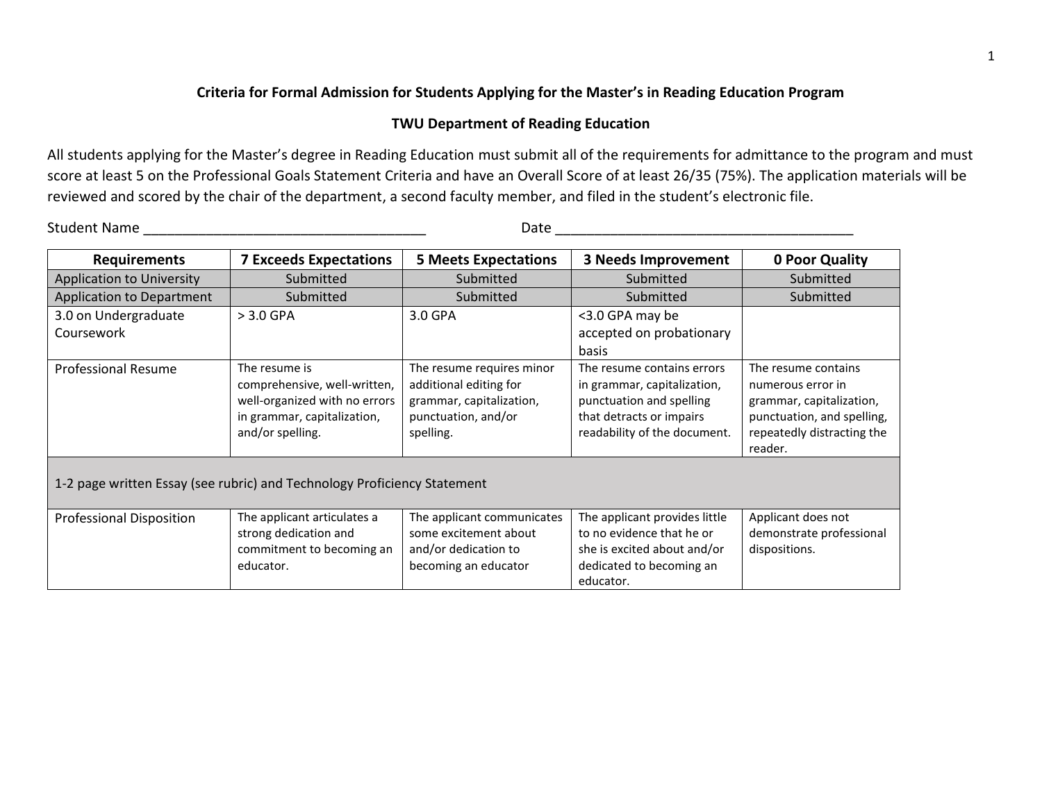**Criteria for Formal Admission for Students Applying for the Master's in Reading Education Program**

**TWU Department of Reading Education**

All students applying for the Master's degree in Reading Education must submit all of the requirements for admittance to the program and must score at least 5 on the Professional Goals Statement Criteria and have an Overall Score of at least 26/35 (75%). The application materials will be reviewed and scored by the chair of the department, a second faculty member, and filed in the student's electronic file.

Student Name ____________________________________ Date ______________________________________

| Requirements | 7 Exceeds Expectations | 5 Meets Expectations | 3 Needs Improvement | 0 Poor Quality |
|---|---|---|---|---|
| Application to University | Submitted | Submitted | Submitted | Submitted |
| Application to Department | Submitted | Submitted | Submitted | Submitted |
| 3.0 on Undergraduate Coursework | > 3.0 GPA | 3.0 GPA | <3.0 GPA may be accepted on probationary basis | |
| Professional Resume | The resume is comprehensive, well-written, well-organized with no errors in grammar, capitalization, and/or spelling. | The resume requires minor additional editing for grammar, capitalization, punctuation, and/or spelling. | The resume contains errors in grammar, capitalization, punctuation and spelling that detracts or impairs readability of the document. | The resume contains numerous error in grammar, capitalization, punctuation, and spelling, repeatedly distracting the reader. |
| 1-2 page written Essay (see rubric) and Technology Proficiency Statement | | | | |
| Professional Disposition | The applicant articulates a strong dedication and commitment to becoming an educator. | The applicant communicates some excitement about and/or dedication to becoming an educator | The applicant provides little to no evidence that he or she is excited about and/or dedicated to becoming an educator. | Applicant does not demonstrate professional dispositions. |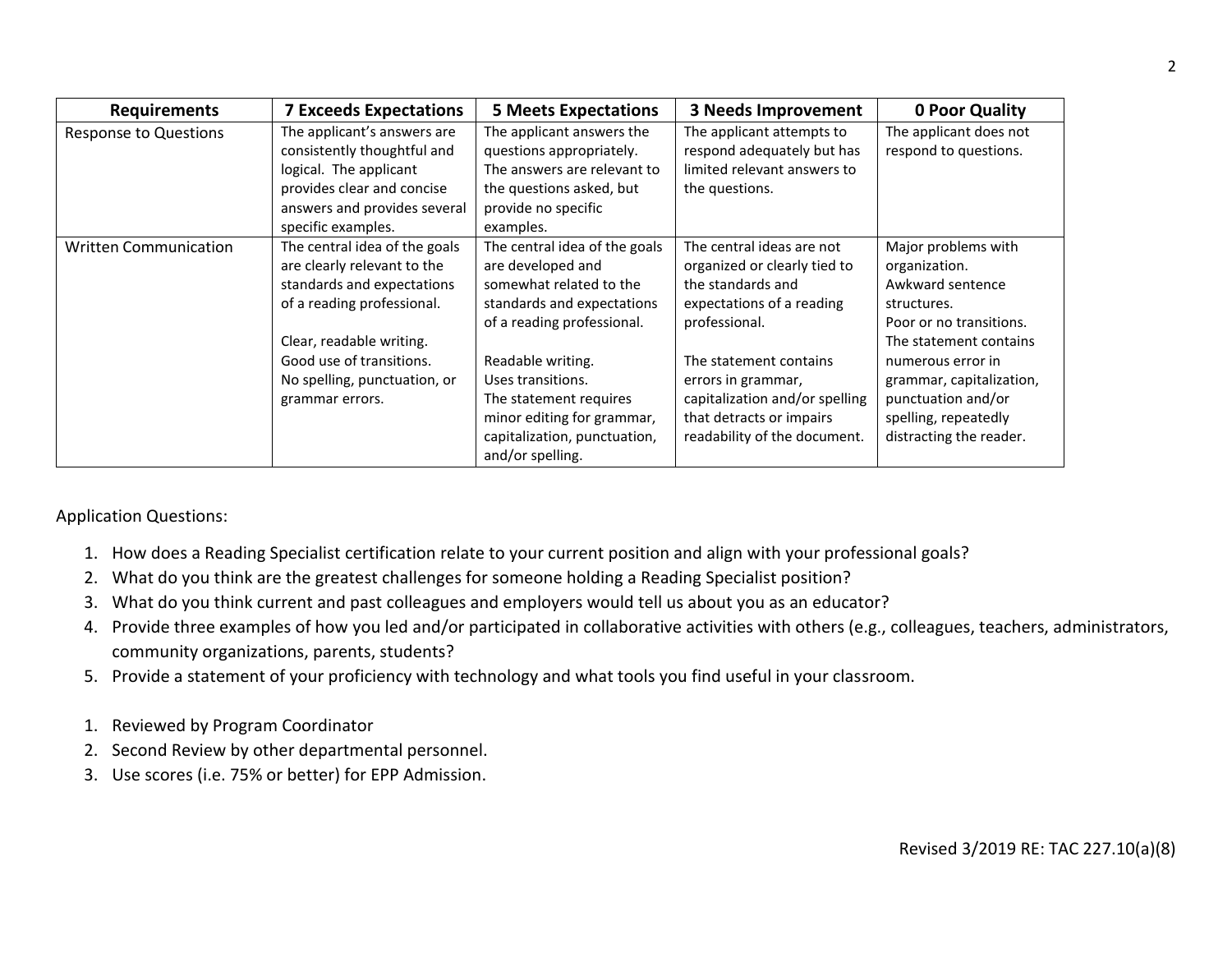| Requirements | 7 Exceeds Expectations | 5 Meets Expectations | 3 Needs Improvement | 0 Poor Quality |
|---|---|---|---|---|
| Response to Questions | The applicant's answers are consistently thoughtful and logical. The applicant provides clear and concise answers and provides several specific examples. | The applicant answers the questions appropriately. The answers are relevant to the questions asked, but provide no specific examples. | The applicant attempts to respond adequately but has limited relevant answers to the questions. | The applicant does not respond to questions. |
| Written Communication | The central idea of the goals are clearly relevant to the standards and expectations of a reading professional.<br><br>Clear, readable writing.<br>Good use of transitions.<br>No spelling, punctuation, or grammar errors. | The central idea of the goals are developed and somewhat related to the standards and expectations of a reading professional.<br><br>Readable writing.<br>Uses transitions.<br>The statement requires minor editing for grammar, capitalization, punctuation, and/or spelling. | The central ideas are not organized or clearly tied to the standards and expectations of a reading professional.<br><br>The statement contains errors in grammar, capitalization and/or spelling that detracts or impairs readability of the document. | Major problems with organization.<br>Awkward sentence structures.<br>Poor or no transitions.<br>The statement contains numerous error in grammar, capitalization, punctuation and/or spelling, repeatedly distracting the reader. |

Application Questions:

1. How does a Reading Specialist certification relate to your current position and align with your professional goals?
2. What do you think are the greatest challenges for someone holding a Reading Specialist position?
3. What do you think current and past colleagues and employers would tell us about you as an educator?
4. Provide three examples of how you led and/or participated in collaborative activities with others (e.g., colleagues, teachers, administrators, community organizations, parents, students?
5. Provide a statement of your proficiency with technology and what tools you find useful in your classroom.

1. Reviewed by Program Coordinator
2. Second Review by other departmental personnel.
3. Use scores (i.e. 75% or better) for EPP Admission.

Revised 3/2019 RE: TAC 227.10(a)(8)